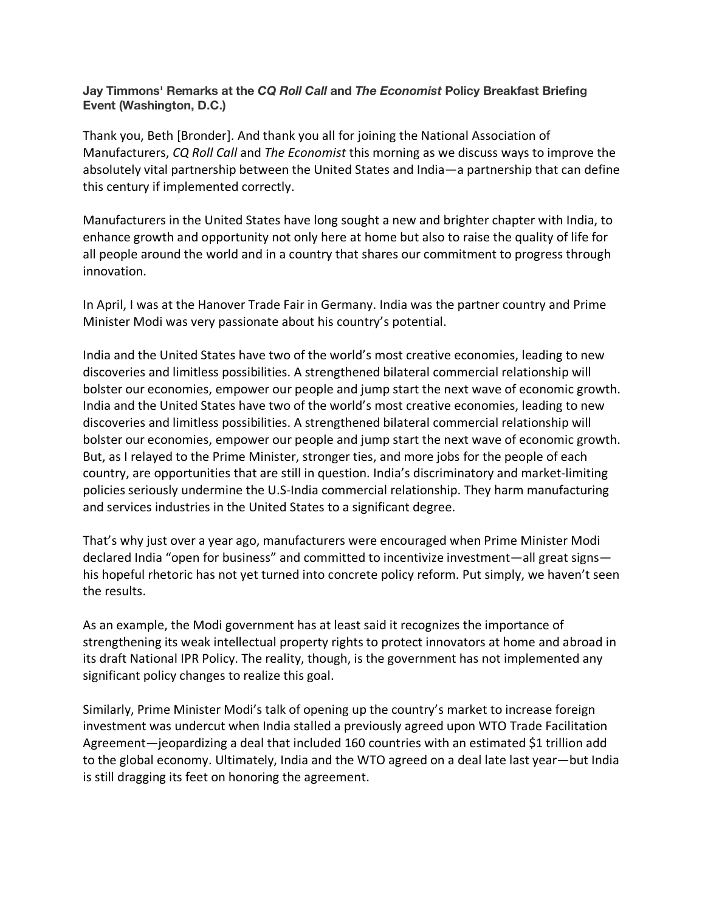**Jay Timmons' Remarks at the *CQ Roll Call* and *The Economist* Policy Breakfast Briefing Event (Washington, D.C.)**

Thank you, Beth [Bronder]. And thank you all for joining the National Association of Manufacturers, *CQ Roll Call* and *The Economist* this morning as we discuss ways to improve the absolutely vital partnership between the United States and India—a partnership that can define this century if implemented correctly.

Manufacturers in the United States have long sought a new and brighter chapter with India, to enhance growth and opportunity not only here at home but also to raise the quality of life for all people around the world and in a country that shares our commitment to progress through innovation.

In April, I was at the Hanover Trade Fair in Germany. India was the partner country and Prime Minister Modi was very passionate about his country's potential.

India and the United States have two of the world's most creative economies, leading to new discoveries and limitless possibilities. A strengthened bilateral commercial relationship will bolster our economies, empower our people and jump start the next wave of economic growth. India and the United States have two of the world's most creative economies, leading to new discoveries and limitless possibilities. A strengthened bilateral commercial relationship will bolster our economies, empower our people and jump start the next wave of economic growth. But, as I relayed to the Prime Minister, stronger ties, and more jobs for the people of each country, are opportunities that are still in question. India's discriminatory and market-limiting policies seriously undermine the U.S-India commercial relationship. They harm manufacturing and services industries in the United States to a significant degree.

That's why just over a year ago, manufacturers were encouraged when Prime Minister Modi declared India "open for business" and committed to incentivize investment—all great signs—his hopeful rhetoric has not yet turned into concrete policy reform. Put simply, we haven't seen the results.

As an example, the Modi government has at least said it recognizes the importance of strengthening its weak intellectual property rights to protect innovators at home and abroad in its draft National IPR Policy. The reality, though, is the government has not implemented any significant policy changes to realize this goal.

Similarly, Prime Minister Modi's talk of opening up the country's market to increase foreign investment was undercut when India stalled a previously agreed upon WTO Trade Facilitation Agreement—jeopardizing a deal that included 160 countries with an estimated $1 trillion add to the global economy. Ultimately, India and the WTO agreed on a deal late last year—but India is still dragging its feet on honoring the agreement.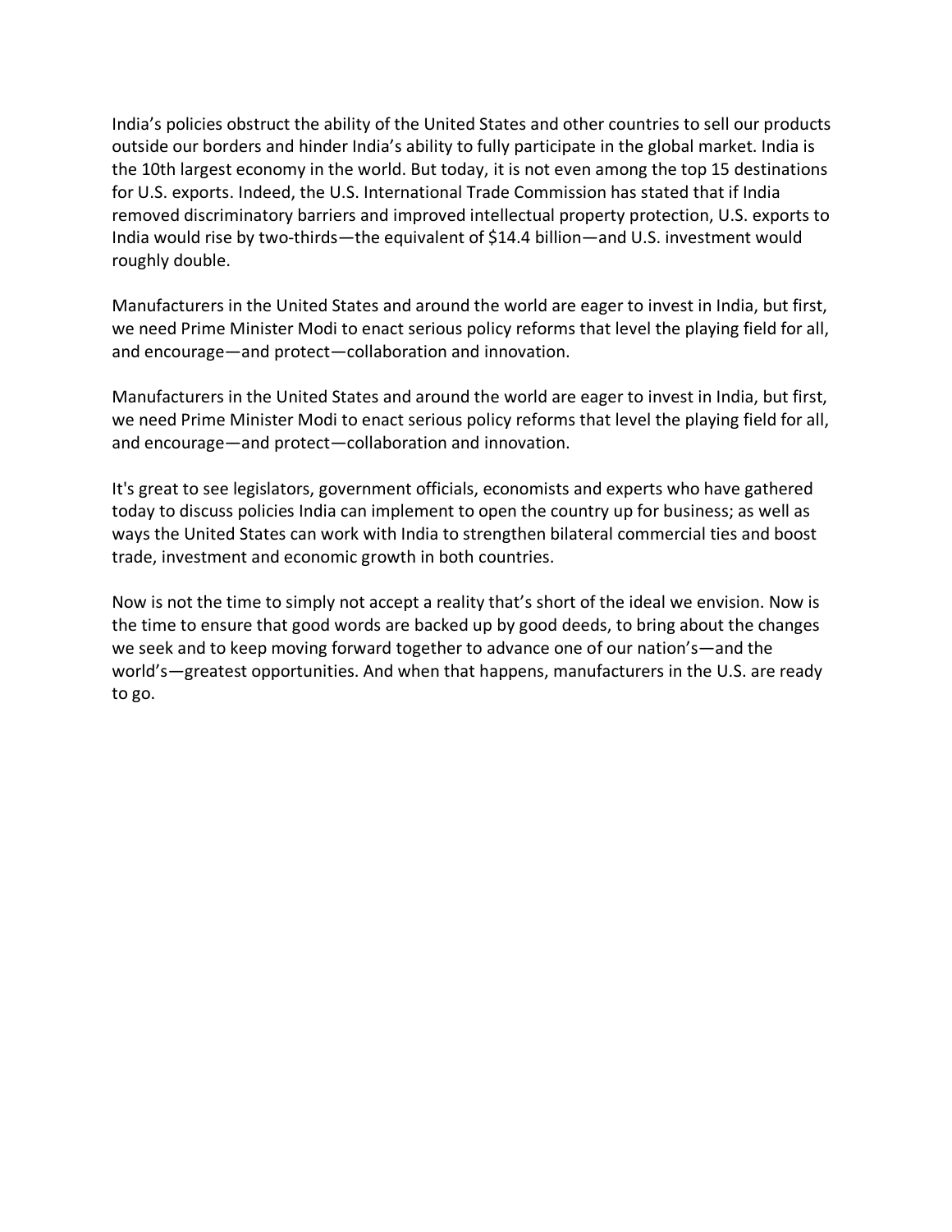India's policies obstruct the ability of the United States and other countries to sell our products outside our borders and hinder India's ability to fully participate in the global market. India is the 10th largest economy in the world. But today, it is not even among the top 15 destinations for U.S. exports. Indeed, the U.S. International Trade Commission has stated that if India removed discriminatory barriers and improved intellectual property protection, U.S. exports to India would rise by two-thirds—the equivalent of $14.4 billion—and U.S. investment would roughly double.

Manufacturers in the United States and around the world are eager to invest in India, but first, we need Prime Minister Modi to enact serious policy reforms that level the playing field for all, and encourage—and protect—collaboration and innovation.

Manufacturers in the United States and around the world are eager to invest in India, but first, we need Prime Minister Modi to enact serious policy reforms that level the playing field for all, and encourage—and protect—collaboration and innovation.

It's great to see legislators, government officials, economists and experts who have gathered today to discuss policies India can implement to open the country up for business; as well as ways the United States can work with India to strengthen bilateral commercial ties and boost trade, investment and economic growth in both countries.

Now is not the time to simply not accept a reality that's short of the ideal we envision. Now is the time to ensure that good words are backed up by good deeds, to bring about the changes we seek and to keep moving forward together to advance one of our nation's—and the world's—greatest opportunities. And when that happens, manufacturers in the U.S. are ready to go.